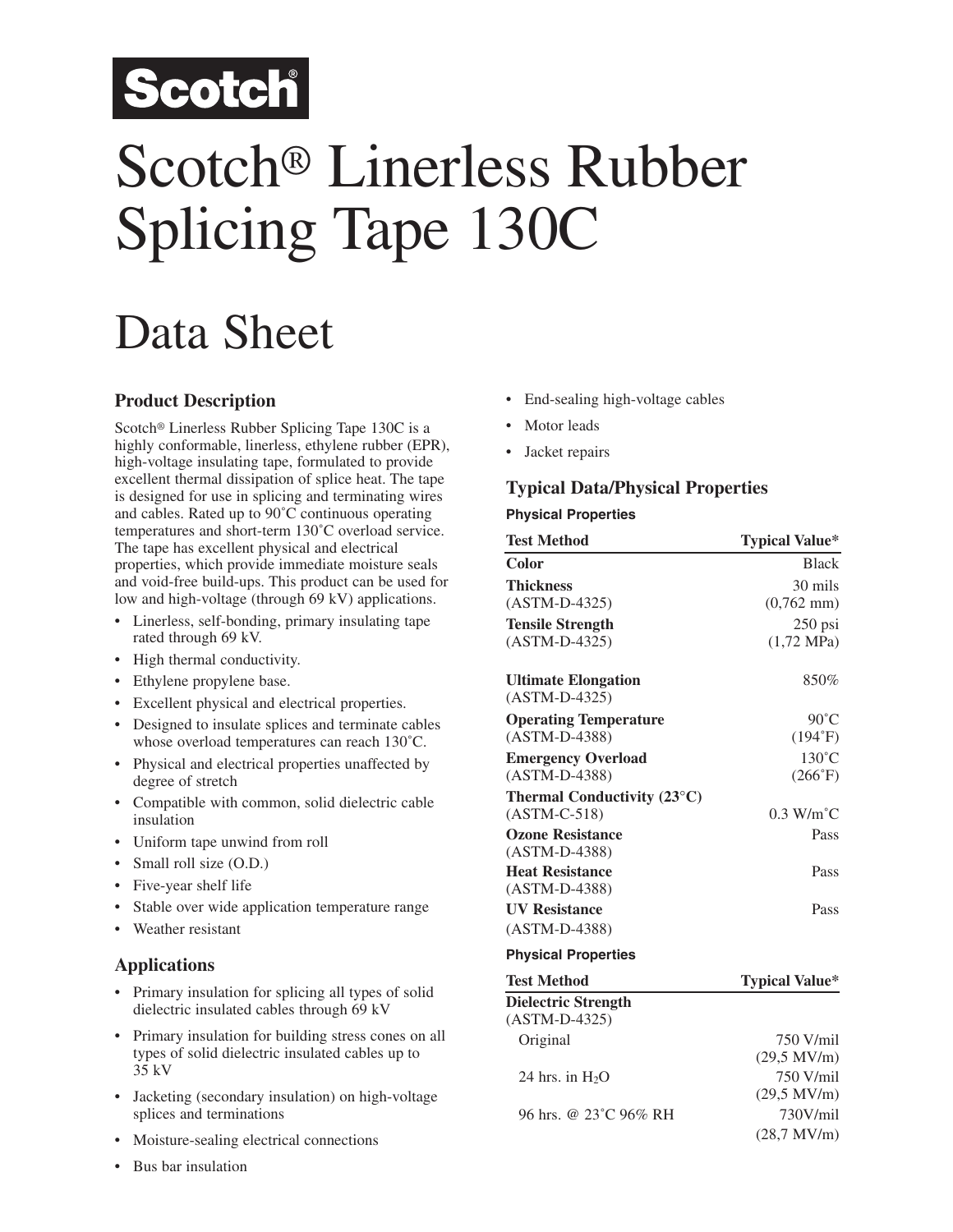# Scotch® Linerless Rubber Splicing Tape 130C

## Data Sheet

### Product Description

Scotch® Linerless Rubber Splicing Tape 130C is a highly conformable, linerless, ethylene rubber (EPR), high-voltage insulating tape, formulated to provide excellent thermal dissipation of splice heat. The tape is designed for use in splicing and terminating wires and cables. Rated up to 90˚C continuous operating temperatures and short-term 130˚C overload service. The tape has excellent physical and electrical properties, which provide immediate moisture seals and void-free build-ups. This product can be used for low and high-voltage (through 69 kV) applications.

- Linerless, self-bonding, primary insulating tape rated through 69 kV.
- High thermal conductivity.
- Ethylene propylene base.
- Excellent physical and electrical properties.
- Designed to insulate splices and terminate cables whose overload temperatures can reach 130˚C.
- Physical and electrical properties unaffected by degree of stretch
- Compatible with common, solid dielectric cable insulation
- Uniform tape unwind from roll
- Small roll size (O.D.)
- Five-year shelf life
- Stable over wide application temperature range
- Weather resistant

### Applications

- Primary insulation for splicing all types of solid dielectric insulated cables through 69 kV
- Primary insulation for building stress cones on all types of solid dielectric insulated cables up to 35 kV
- Jacketing (secondary insulation) on high-voltage splices and terminations
- Moisture-sealing electrical connections
- Bus bar insulation
- End-sealing high-voltage cables
- Motor leads
- Jacket repairs

### Typical Data/Physical Properties

**Physical Properties**

| Test Method | Typical Value* |
|---|---|
| **Color** | Black |
| **Thickness** (ASTM-D-4325) | 30 mils (0,762 mm) |
| **Tensile Strength** (ASTM-D-4325) | 250 psi (1,72 MPa) |
| **Ultimate Elongation** (ASTM-D-4325) | 850% |
| **Operating Temperature** (ASTM-D-4388) | 90˚C (194˚F) |
| **Emergency Overload** (ASTM-D-4388) | 130˚C (266˚F) |
| **Thermal Conductivity (23°C)** (ASTM-C-518) | 0.3 W/m˚C |
| **Ozone Resistance** (ASTM-D-4388) | Pass |
| **Heat Resistance** (ASTM-D-4388) | Pass |
| **UV Resistance** (ASTM-D-4388) | Pass |

**Physical Properties**

| Test Method | Typical Value* |
|---|---|
| **Dielectric Strength** (ASTM-D-4325) | |
| Original | 750 V/mil (29,5 MV/m) |
| 24 hrs. in $H_2O$ | 750 V/mil (29,5 MV/m) |
| 96 hrs. @ 23˚C 96% RH | 730V/mil (28,7 MV/m) |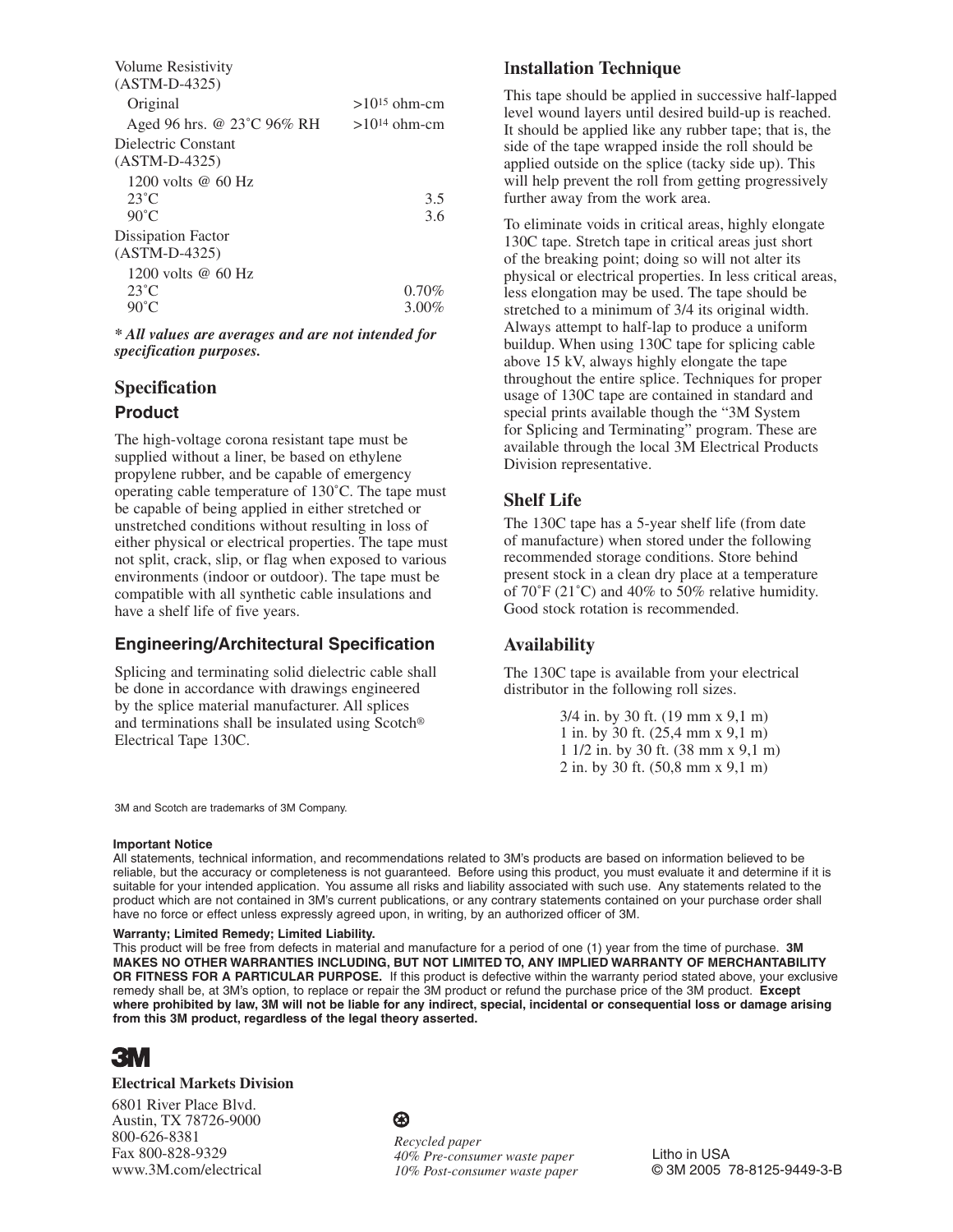| | |
|---|---|
| Volume Resistivity (ASTM-D-4325) | |
| Original | $>10^{15}$ ohm-cm |
| Aged 96 hrs. @ 23˚C 96% RH | $>10^{14}$ ohm-cm |
| Dielectric Constant (ASTM-D-4325) | |
| 1200 volts @ 60 Hz | |
| 23˚C | 3.5 |
| 90˚C | 3.6 |
| Dissipation Factor (ASTM-D-4325) | |
| 1200 volts @ 60 Hz | |
| 23˚C | 0.70% |
| 90˚C | 3.00% |

***** *All values are averages and are not intended for specification purposes.***

## Specification

### Product

The high-voltage corona resistant tape must be supplied without a liner, be based on ethylene propylene rubber, and be capable of emergency operating cable temperature of 130˚C. The tape must be capable of being applied in either stretched or unstretched conditions without resulting in loss of either physical or electrical properties. The tape must not split, crack, slip, or flag when exposed to various environments (indoor or outdoor). The tape must be compatible with all synthetic cable insulations and have a shelf life of five years.

### Engineering/Architectural Specification

Splicing and terminating solid dielectric cable shall be done in accordance with drawings engineered by the splice material manufacturer. All splices and terminations shall be insulated using Scotch® Electrical Tape 130C.

## Installation Technique

This tape should be applied in successive half-lapped level wound layers until desired build-up is reached. It should be applied like any rubber tape; that is, the side of the tape wrapped inside the roll should be applied outside on the splice (tacky side up). This will help prevent the roll from getting progressively further away from the work area.

To eliminate voids in critical areas, highly elongate 130C tape. Stretch tape in critical areas just short of the breaking point; doing so will not alter its physical or electrical properties. In less critical areas, less elongation may be used. The tape should be stretched to a minimum of 3/4 its original width. Always attempt to half-lap to produce a uniform buildup. When using 130C tape for splicing cable above 15 kV, always highly elongate the tape throughout the entire splice. Techniques for proper usage of 130C tape are contained in standard and special prints available though the "3M System for Splicing and Terminating" program. These are available through the local 3M Electrical Products Division representative.

## Shelf Life

The 130C tape has a 5-year shelf life (from date of manufacture) when stored under the following recommended storage conditions. Store behind present stock in a clean dry place at a temperature of 70˚F (21˚C) and 40% to 50% relative humidity. Good stock rotation is recommended.

## Availability

The 130C tape is available from your electrical distributor in the following roll sizes.

3/4 in. by 30 ft. (19 mm x 9,1 m)
1 in. by 30 ft. (25,4 mm x 9,1 m)
1 1/2 in. by 30 ft. (38 mm x 9,1 m)
2 in. by 30 ft. (50,8 mm x 9,1 m)

3M and Scotch are trademarks of 3M Company.

**Important Notice**

All statements, technical information, and recommendations related to 3M's products are based on information believed to be reliable, but the accuracy or completeness is not guaranteed. Before using this product, you must evaluate it and determine if it is suitable for your intended application. You assume all risks and liability associated with such use. Any statements related to the product which are not contained in 3M's current publications, or any contrary statements contained on your purchase order shall have no force or effect unless expressly agreed upon, in writing, by an authorized officer of 3M.

**Warranty; Limited Remedy; Limited Liability.**

This product will be free from defects in material and manufacture for a period of one (1) year from the time of purchase. **3M MAKES NO OTHER WARRANTIES INCLUDING, BUT NOT LIMITED TO, ANY IMPLIED WARRANTY OF MERCHANTABILITY OR FITNESS FOR A PARTICULAR PURPOSE.** If this product is defective within the warranty period stated above, your exclusive remedy shall be, at 3M's option, to replace or repair the 3M product or refund the purchase price of the 3M product. **Except where prohibited by law, 3M will not be liable for any indirect, special, incidental or consequential loss or damage arising from this 3M product, regardless of the legal theory asserted.**

**3M**

**Electrical Markets Division**

6801 River Place Blvd.
Austin, TX 78726-9000
800-626-8381
Fax 800-828-9329
www.3M.com/electrical

*Recycled paper*
*40% Pre-consumer waste paper*
*10% Post-consumer waste paper*

Litho in USA
© 3M 2005 78-8125-9449-3-B